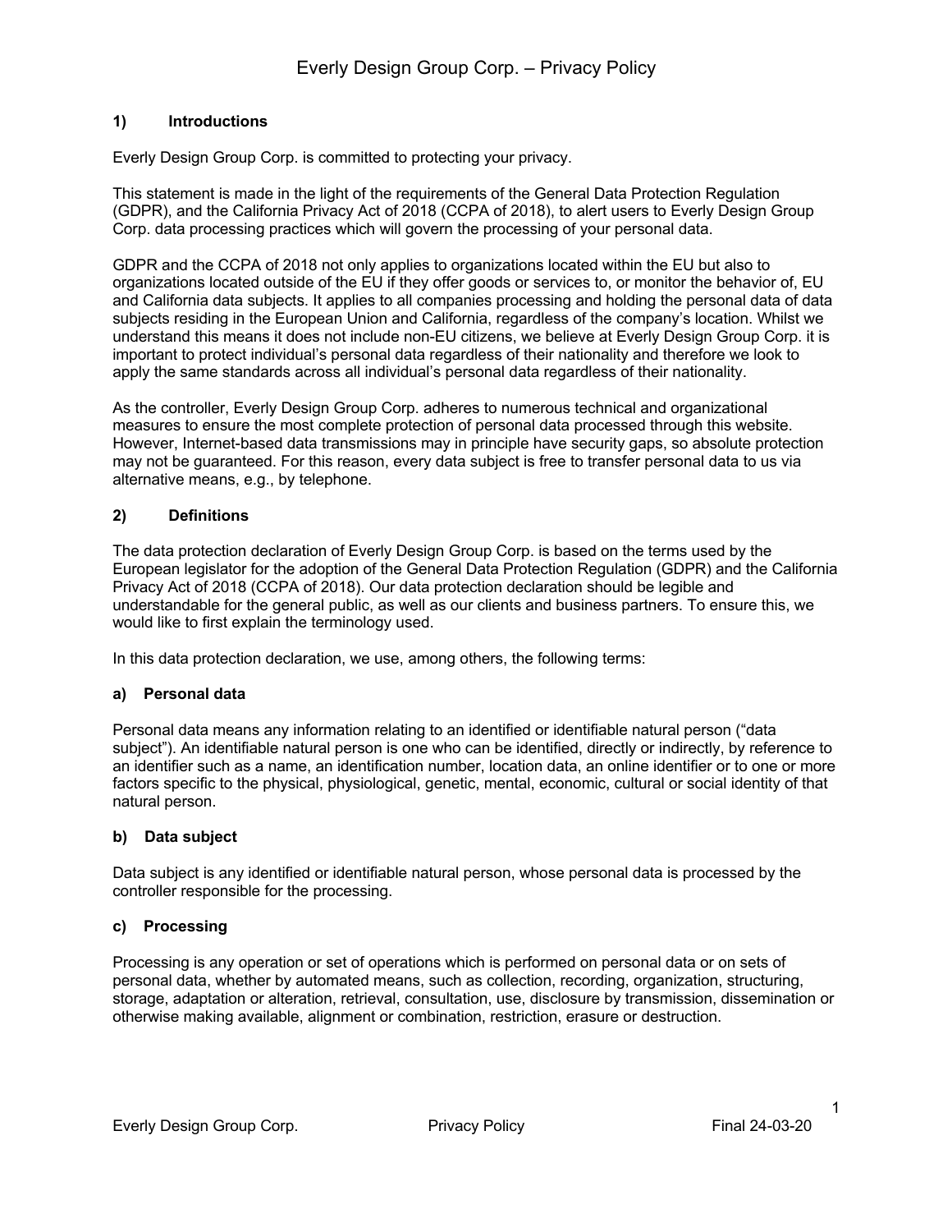# Everly Design Group Corp. – Privacy Policy

## 1) Introductions

Everly Design Group Corp. is committed to protecting your privacy.

This statement is made in the light of the requirements of the General Data Protection Regulation (GDPR), and the California Privacy Act of 2018 (CCPA of 2018), to alert users to Everly Design Group Corp. data processing practices which will govern the processing of your personal data.

GDPR and the CCPA of 2018 not only applies to organizations located within the EU but also to organizations located outside of the EU if they offer goods or services to, or monitor the behavior of, EU and California data subjects. It applies to all companies processing and holding the personal data of data subjects residing in the European Union and California, regardless of the company's location. Whilst we understand this means it does not include non-EU citizens, we believe at Everly Design Group Corp. it is important to protect individual's personal data regardless of their nationality and therefore we look to apply the same standards across all individual's personal data regardless of their nationality.

As the controller, Everly Design Group Corp. adheres to numerous technical and organizational measures to ensure the most complete protection of personal data processed through this website. However, Internet-based data transmissions may in principle have security gaps, so absolute protection may not be guaranteed. For this reason, every data subject is free to transfer personal data to us via alternative means, e.g., by telephone.

## 2) Definitions

The data protection declaration of Everly Design Group Corp. is based on the terms used by the European legislator for the adoption of the General Data Protection Regulation (GDPR) and the California Privacy Act of 2018 (CCPA of 2018). Our data protection declaration should be legible and understandable for the general public, as well as our clients and business partners. To ensure this, we would like to first explain the terminology used.

In this data protection declaration, we use, among others, the following terms:

### a) Personal data

Personal data means any information relating to an identified or identifiable natural person ("data subject"). An identifiable natural person is one who can be identified, directly or indirectly, by reference to an identifier such as a name, an identification number, location data, an online identifier or to one or more factors specific to the physical, physiological, genetic, mental, economic, cultural or social identity of that natural person.

### b) Data subject

Data subject is any identified or identifiable natural person, whose personal data is processed by the controller responsible for the processing.

### c) Processing

Processing is any operation or set of operations which is performed on personal data or on sets of personal data, whether by automated means, such as collection, recording, organization, structuring, storage, adaptation or alteration, retrieval, consultation, use, disclosure by transmission, dissemination or otherwise making available, alignment or combination, restriction, erasure or destruction.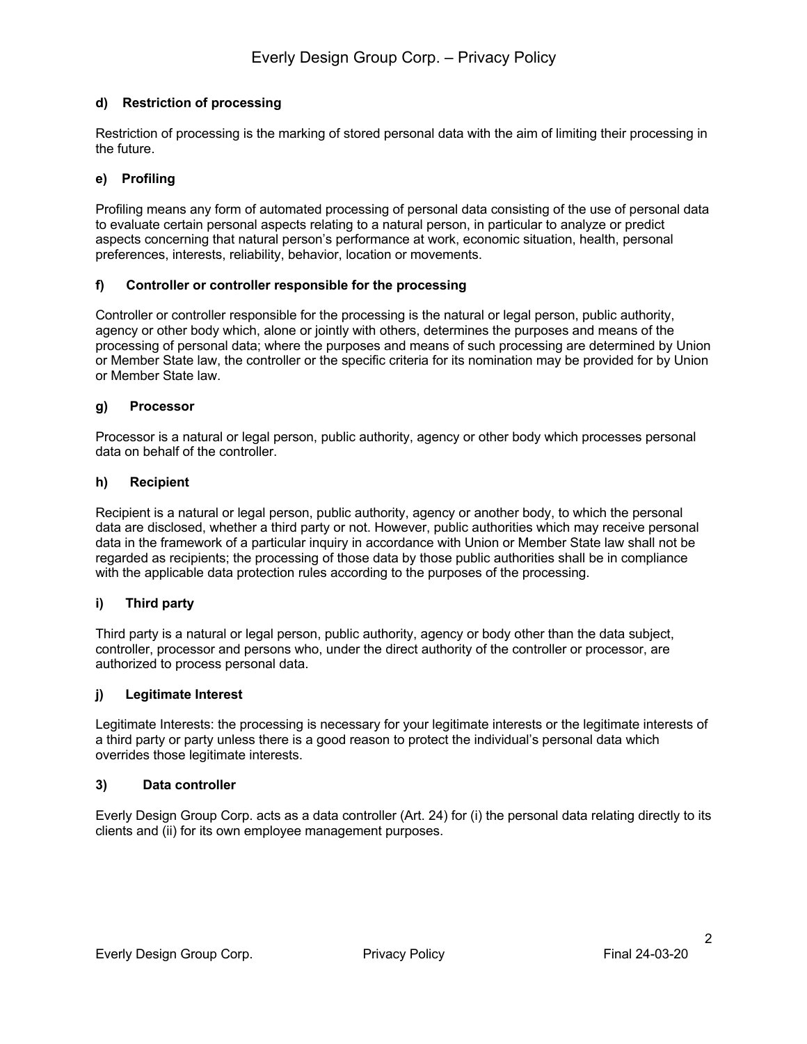### d) Restriction of processing

Restriction of processing is the marking of stored personal data with the aim of limiting their processing in the future.

### e) Profiling

Profiling means any form of automated processing of personal data consisting of the use of personal data to evaluate certain personal aspects relating to a natural person, in particular to analyze or predict aspects concerning that natural person's performance at work, economic situation, health, personal preferences, interests, reliability, behavior, location or movements.

### f) Controller or controller responsible for the processing

Controller or controller responsible for the processing is the natural or legal person, public authority, agency or other body which, alone or jointly with others, determines the purposes and means of the processing of personal data; where the purposes and means of such processing are determined by Union or Member State law, the controller or the specific criteria for its nomination may be provided for by Union or Member State law.

### g) Processor

Processor is a natural or legal person, public authority, agency or other body which processes personal data on behalf of the controller.

### h) Recipient

Recipient is a natural or legal person, public authority, agency or another body, to which the personal data are disclosed, whether a third party or not. However, public authorities which may receive personal data in the framework of a particular inquiry in accordance with Union or Member State law shall not be regarded as recipients; the processing of those data by those public authorities shall be in compliance with the applicable data protection rules according to the purposes of the processing.

### i) Third party

Third party is a natural or legal person, public authority, agency or body other than the data subject, controller, processor and persons who, under the direct authority of the controller or processor, are authorized to process personal data.

### j) Legitimate Interest

Legitimate Interests: the processing is necessary for your legitimate interests or the legitimate interests of a third party or party unless there is a good reason to protect the individual's personal data which overrides those legitimate interests.

## 3) Data controller

Everly Design Group Corp. acts as a data controller (Art. 24) for (i) the personal data relating directly to its clients and (ii) for its own employee management purposes.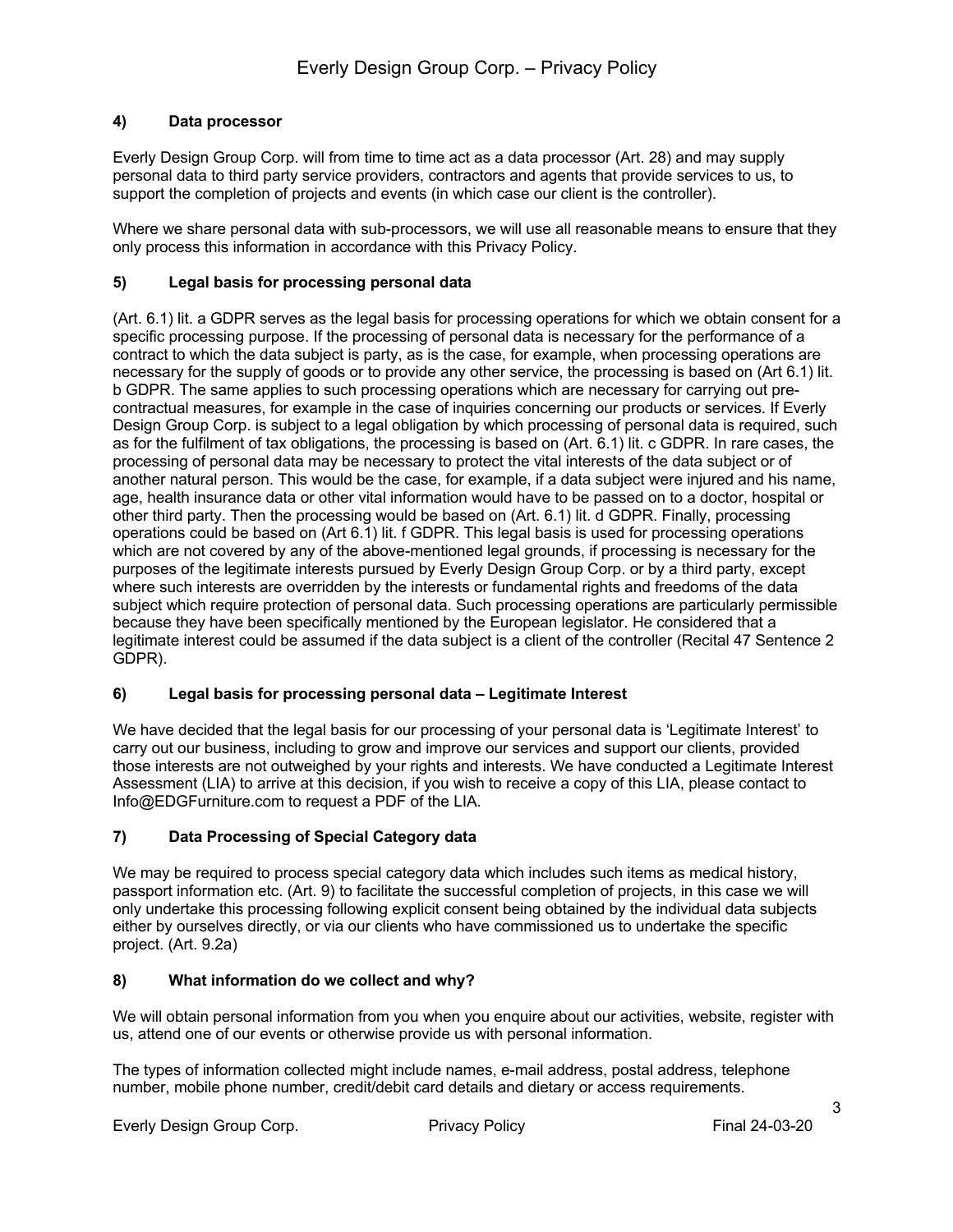### 4) Data processor

Everly Design Group Corp. will from time to time act as a data processor (Art. 28) and may supply personal data to third party service providers, contractors and agents that provide services to us, to support the completion of projects and events (in which case our client is the controller).

Where we share personal data with sub-processors, we will use all reasonable means to ensure that they only process this information in accordance with this Privacy Policy.

### 5) Legal basis for processing personal data

(Art. 6.1) lit. a GDPR serves as the legal basis for processing operations for which we obtain consent for a specific processing purpose. If the processing of personal data is necessary for the performance of a contract to which the data subject is party, as is the case, for example, when processing operations are necessary for the supply of goods or to provide any other service, the processing is based on (Art 6.1) lit. b GDPR. The same applies to such processing operations which are necessary for carrying out pre-contractual measures, for example in the case of inquiries concerning our products or services. If Everly Design Group Corp. is subject to a legal obligation by which processing of personal data is required, such as for the fulfilment of tax obligations, the processing is based on (Art. 6.1) lit. c GDPR. In rare cases, the processing of personal data may be necessary to protect the vital interests of the data subject or of another natural person. This would be the case, for example, if a data subject were injured and his name, age, health insurance data or other vital information would have to be passed on to a doctor, hospital or other third party. Then the processing would be based on (Art. 6.1) lit. d GDPR. Finally, processing operations could be based on (Art 6.1) lit. f GDPR. This legal basis is used for processing operations which are not covered by any of the above-mentioned legal grounds, if processing is necessary for the purposes of the legitimate interests pursued by Everly Design Group Corp. or by a third party, except where such interests are overridden by the interests or fundamental rights and freedoms of the data subject which require protection of personal data. Such processing operations are particularly permissible because they have been specifically mentioned by the European legislator. He considered that a legitimate interest could be assumed if the data subject is a client of the controller (Recital 47 Sentence 2 GDPR).

### 6) Legal basis for processing personal data – Legitimate Interest

We have decided that the legal basis for our processing of your personal data is 'Legitimate Interest' to carry out our business, including to grow and improve our services and support our clients, provided those interests are not outweighed by your rights and interests. We have conducted a Legitimate Interest Assessment (LIA) to arrive at this decision, if you wish to receive a copy of this LIA, please contact to Info@EDGFurniture.com to request a PDF of the LIA.

### 7) Data Processing of Special Category data

We may be required to process special category data which includes such items as medical history, passport information etc. (Art. 9) to facilitate the successful completion of projects, in this case we will only undertake this processing following explicit consent being obtained by the individual data subjects either by ourselves directly, or via our clients who have commissioned us to undertake the specific project. (Art. 9.2a)

### 8) What information do we collect and why?

We will obtain personal information from you when you enquire about our activities, website, register with us, attend one of our events or otherwise provide us with personal information.

The types of information collected might include names, e-mail address, postal address, telephone number, mobile phone number, credit/debit card details and dietary or access requirements.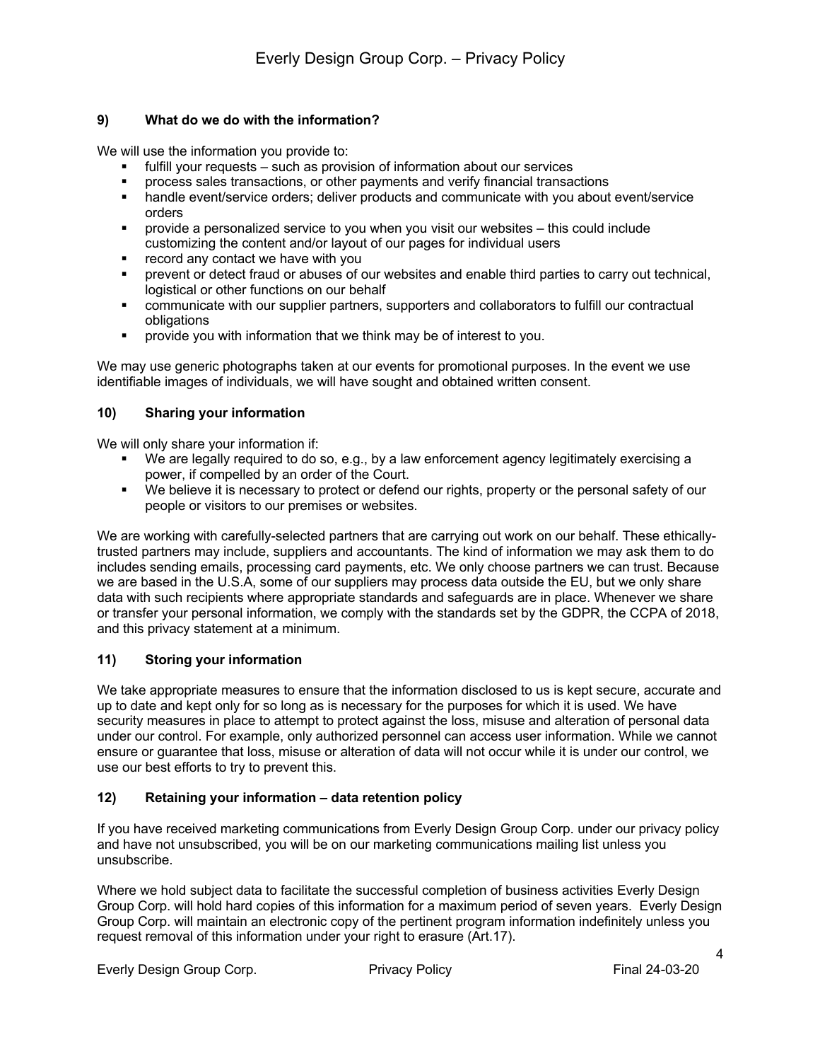### 9) What do we do with the information?

We will use the information you provide to:

- fulfill your requests – such as provision of information about our services
- process sales transactions, or other payments and verify financial transactions
- handle event/service orders; deliver products and communicate with you about event/service orders
- provide a personalized service to you when you visit our websites – this could include customizing the content and/or layout of our pages for individual users
- record any contact we have with you
- prevent or detect fraud or abuses of our websites and enable third parties to carry out technical, logistical or other functions on our behalf
- communicate with our supplier partners, supporters and collaborators to fulfill our contractual obligations
- provide you with information that we think may be of interest to you.

We may use generic photographs taken at our events for promotional purposes. In the event we use identifiable images of individuals, we will have sought and obtained written consent.

### 10) Sharing your information

We will only share your information if:

- We are legally required to do so, e.g., by a law enforcement agency legitimately exercising a power, if compelled by an order of the Court.
- We believe it is necessary to protect or defend our rights, property or the personal safety of our people or visitors to our premises or websites.

We are working with carefully-selected partners that are carrying out work on our behalf. These ethically-trusted partners may include, suppliers and accountants. The kind of information we may ask them to do includes sending emails, processing card payments, etc. We only choose partners we can trust. Because we are based in the U.S.A, some of our suppliers may process data outside the EU, but we only share data with such recipients where appropriate standards and safeguards are in place. Whenever we share or transfer your personal information, we comply with the standards set by the GDPR, the CCPA of 2018, and this privacy statement at a minimum.

### 11) Storing your information

We take appropriate measures to ensure that the information disclosed to us is kept secure, accurate and up to date and kept only for so long as is necessary for the purposes for which it is used. We have security measures in place to attempt to protect against the loss, misuse and alteration of personal data under our control. For example, only authorized personnel can access user information. While we cannot ensure or guarantee that loss, misuse or alteration of data will not occur while it is under our control, we use our best efforts to try to prevent this.

### 12) Retaining your information – data retention policy

If you have received marketing communications from Everly Design Group Corp. under our privacy policy and have not unsubscribed, you will be on our marketing communications mailing list unless you unsubscribe.

Where we hold subject data to facilitate the successful completion of business activities Everly Design Group Corp. will hold hard copies of this information for a maximum period of seven years. Everly Design Group Corp. will maintain an electronic copy of the pertinent program information indefinitely unless you request removal of this information under your right to erasure (Art.17).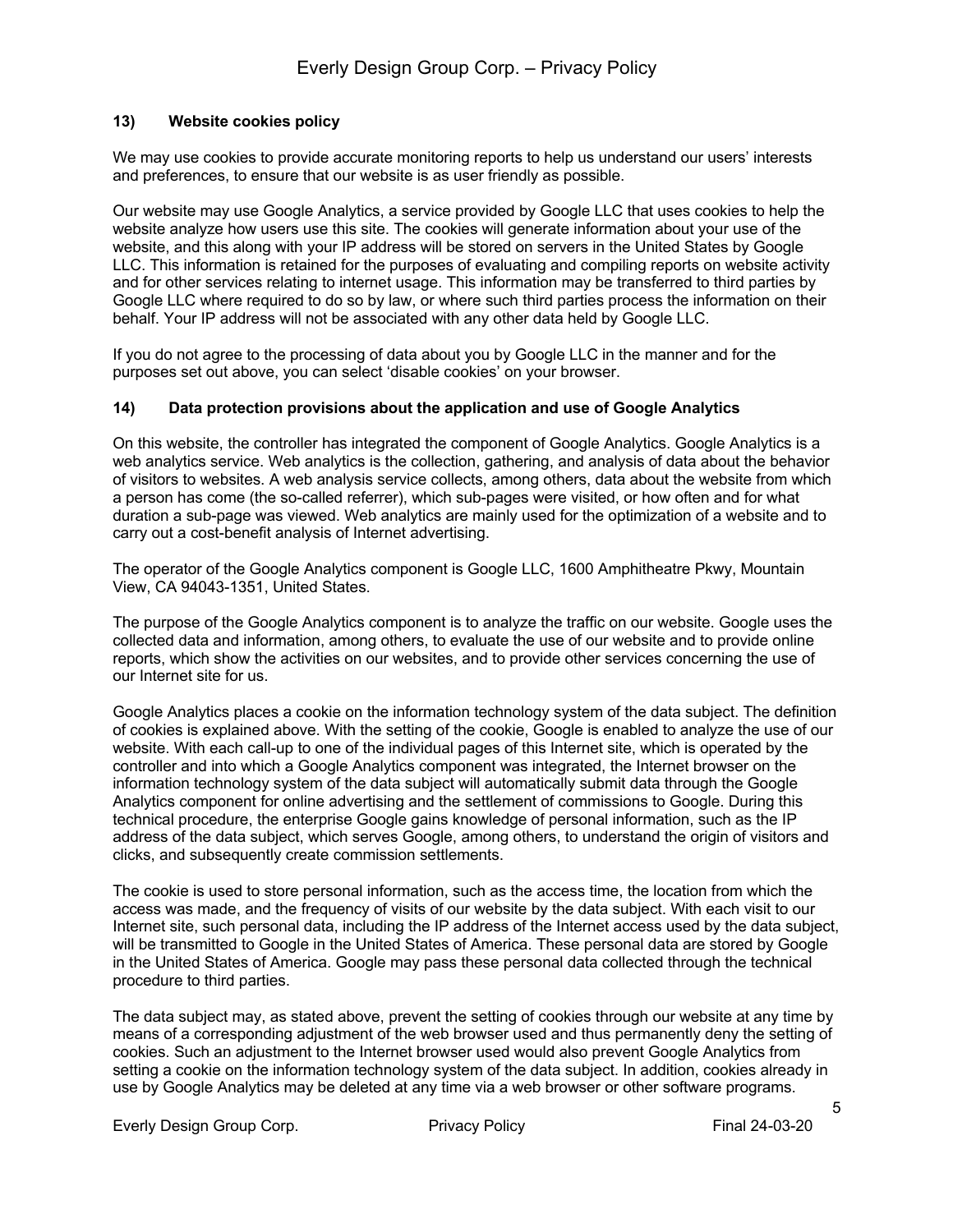### 13) Website cookies policy

We may use cookies to provide accurate monitoring reports to help us understand our users' interests and preferences, to ensure that our website is as user friendly as possible.

Our website may use Google Analytics, a service provided by Google LLC that uses cookies to help the website analyze how users use this site. The cookies will generate information about your use of the website, and this along with your IP address will be stored on servers in the United States by Google LLC. This information is retained for the purposes of evaluating and compiling reports on website activity and for other services relating to internet usage. This information may be transferred to third parties by Google LLC where required to do so by law, or where such third parties process the information on their behalf. Your IP address will not be associated with any other data held by Google LLC.

If you do not agree to the processing of data about you by Google LLC in the manner and for the purposes set out above, you can select 'disable cookies' on your browser.

### 14) Data protection provisions about the application and use of Google Analytics

On this website, the controller has integrated the component of Google Analytics. Google Analytics is a web analytics service. Web analytics is the collection, gathering, and analysis of data about the behavior of visitors to websites. A web analysis service collects, among others, data about the website from which a person has come (the so-called referrer), which sub-pages were visited, or how often and for what duration a sub-page was viewed. Web analytics are mainly used for the optimization of a website and to carry out a cost-benefit analysis of Internet advertising.

The operator of the Google Analytics component is Google LLC, 1600 Amphitheatre Pkwy, Mountain View, CA 94043-1351, United States.

The purpose of the Google Analytics component is to analyze the traffic on our website. Google uses the collected data and information, among others, to evaluate the use of our website and to provide online reports, which show the activities on our websites, and to provide other services concerning the use of our Internet site for us.

Google Analytics places a cookie on the information technology system of the data subject. The definition of cookies is explained above. With the setting of the cookie, Google is enabled to analyze the use of our website. With each call-up to one of the individual pages of this Internet site, which is operated by the controller and into which a Google Analytics component was integrated, the Internet browser on the information technology system of the data subject will automatically submit data through the Google Analytics component for online advertising and the settlement of commissions to Google. During this technical procedure, the enterprise Google gains knowledge of personal information, such as the IP address of the data subject, which serves Google, among others, to understand the origin of visitors and clicks, and subsequently create commission settlements.

The cookie is used to store personal information, such as the access time, the location from which the access was made, and the frequency of visits of our website by the data subject. With each visit to our Internet site, such personal data, including the IP address of the Internet access used by the data subject, will be transmitted to Google in the United States of America. These personal data are stored by Google in the United States of America. Google may pass these personal data collected through the technical procedure to third parties.

The data subject may, as stated above, prevent the setting of cookies through our website at any time by means of a corresponding adjustment of the web browser used and thus permanently deny the setting of cookies. Such an adjustment to the Internet browser used would also prevent Google Analytics from setting a cookie on the information technology system of the data subject. In addition, cookies already in use by Google Analytics may be deleted at any time via a web browser or other software programs.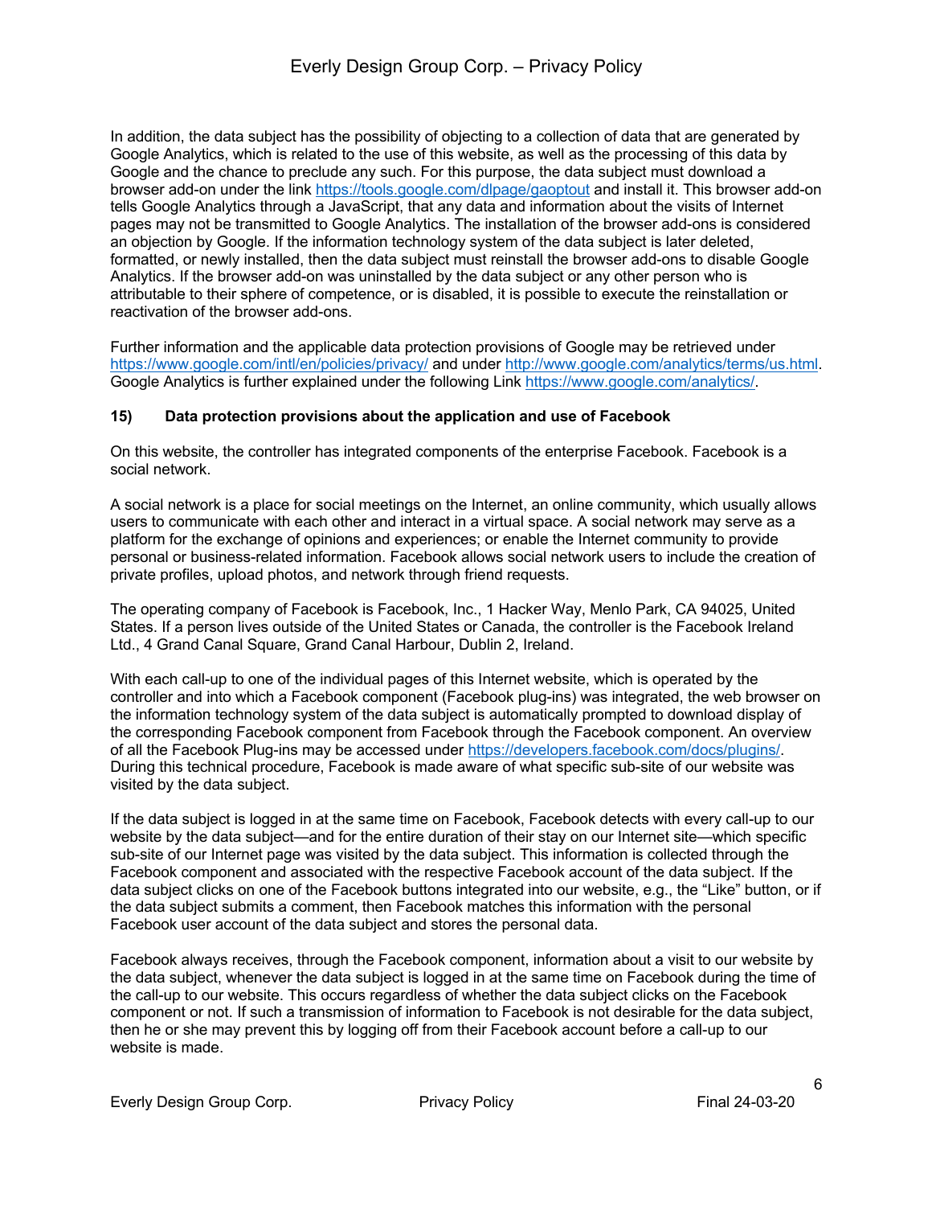In addition, the data subject has the possibility of objecting to a collection of data that are generated by Google Analytics, which is related to the use of this website, as well as the processing of this data by Google and the chance to preclude any such. For this purpose, the data subject must download a browser add-on under the link https://tools.google.com/dlpage/gaoptout and install it. This browser add-on tells Google Analytics through a JavaScript, that any data and information about the visits of Internet pages may not be transmitted to Google Analytics. The installation of the browser add-ons is considered an objection by Google. If the information technology system of the data subject is later deleted, formatted, or newly installed, then the data subject must reinstall the browser add-ons to disable Google Analytics. If the browser add-on was uninstalled by the data subject or any other person who is attributable to their sphere of competence, or is disabled, it is possible to execute the reinstallation or reactivation of the browser add-ons.

Further information and the applicable data protection provisions of Google may be retrieved under https://www.google.com/intl/en/policies/privacy/ and under http://www.google.com/analytics/terms/us.html. Google Analytics is further explained under the following Link https://www.google.com/analytics/.

**15) Data protection provisions about the application and use of Facebook**

On this website, the controller has integrated components of the enterprise Facebook. Facebook is a social network.

A social network is a place for social meetings on the Internet, an online community, which usually allows users to communicate with each other and interact in a virtual space. A social network may serve as a platform for the exchange of opinions and experiences; or enable the Internet community to provide personal or business-related information. Facebook allows social network users to include the creation of private profiles, upload photos, and network through friend requests.

The operating company of Facebook is Facebook, Inc., 1 Hacker Way, Menlo Park, CA 94025, United States. If a person lives outside of the United States or Canada, the controller is the Facebook Ireland Ltd., 4 Grand Canal Square, Grand Canal Harbour, Dublin 2, Ireland.

With each call-up to one of the individual pages of this Internet website, which is operated by the controller and into which a Facebook component (Facebook plug-ins) was integrated, the web browser on the information technology system of the data subject is automatically prompted to download display of the corresponding Facebook component from Facebook through the Facebook component. An overview of all the Facebook Plug-ins may be accessed under https://developers.facebook.com/docs/plugins/. During this technical procedure, Facebook is made aware of what specific sub-site of our website was visited by the data subject.

If the data subject is logged in at the same time on Facebook, Facebook detects with every call-up to our website by the data subject—and for the entire duration of their stay on our Internet site—which specific sub-site of our Internet page was visited by the data subject. This information is collected through the Facebook component and associated with the respective Facebook account of the data subject. If the data subject clicks on one of the Facebook buttons integrated into our website, e.g., the "Like" button, or if the data subject submits a comment, then Facebook matches this information with the personal Facebook user account of the data subject and stores the personal data.

Facebook always receives, through the Facebook component, information about a visit to our website by the data subject, whenever the data subject is logged in at the same time on Facebook during the time of the call-up to our website. This occurs regardless of whether the data subject clicks on the Facebook component or not. If such a transmission of information to Facebook is not desirable for the data subject, then he or she may prevent this by logging off from their Facebook account before a call-up to our website is made.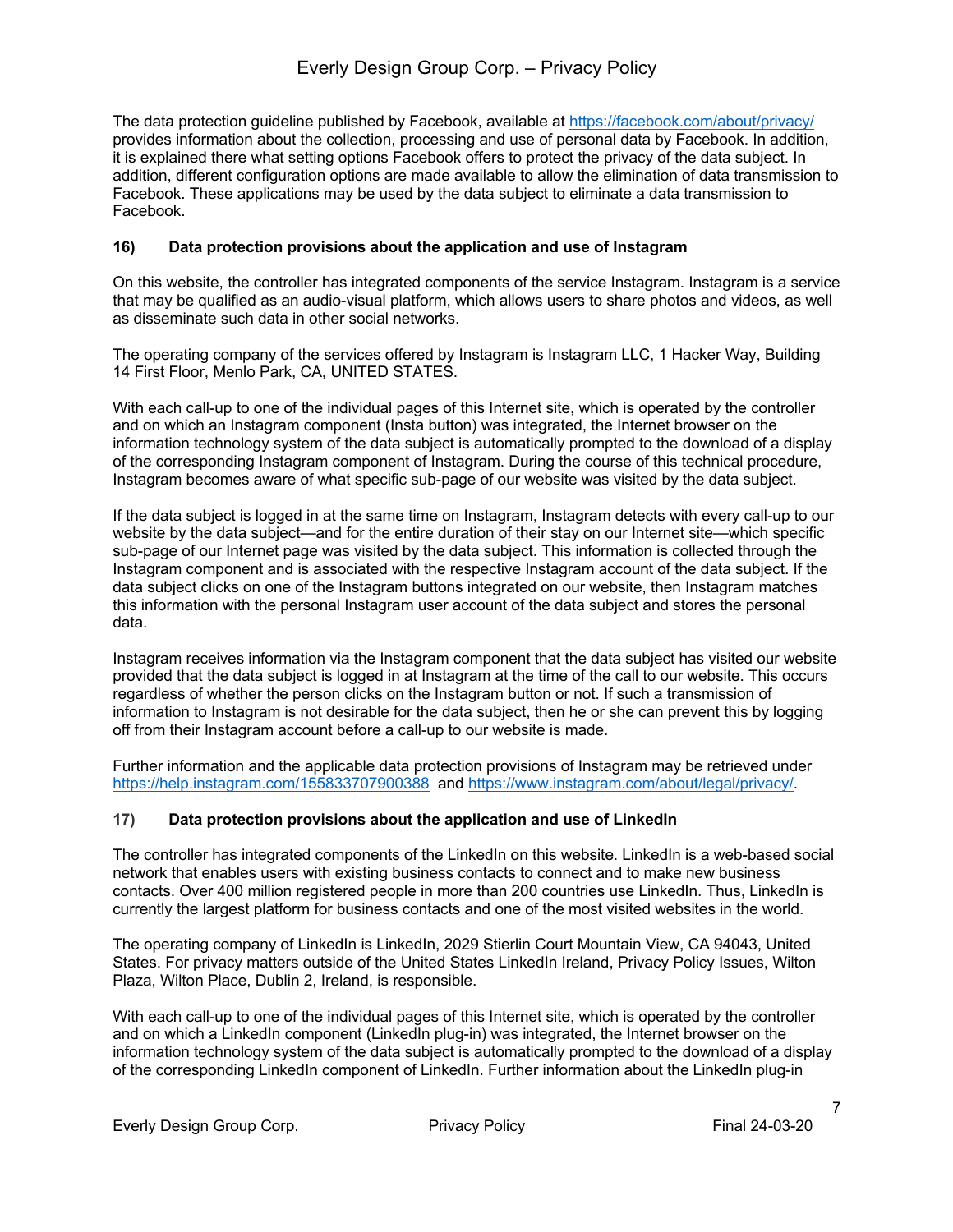The data protection guideline published by Facebook, available at https://facebook.com/about/privacy/ provides information about the collection, processing and use of personal data by Facebook. In addition, it is explained there what setting options Facebook offers to protect the privacy of the data subject. In addition, different configuration options are made available to allow the elimination of data transmission to Facebook. These applications may be used by the data subject to eliminate a data transmission to Facebook.

### 16) Data protection provisions about the application and use of Instagram

On this website, the controller has integrated components of the service Instagram. Instagram is a service that may be qualified as an audio-visual platform, which allows users to share photos and videos, as well as disseminate such data in other social networks.

The operating company of the services offered by Instagram is Instagram LLC, 1 Hacker Way, Building 14 First Floor, Menlo Park, CA, UNITED STATES.

With each call-up to one of the individual pages of this Internet site, which is operated by the controller and on which an Instagram component (Insta button) was integrated, the Internet browser on the information technology system of the data subject is automatically prompted to the download of a display of the corresponding Instagram component of Instagram. During the course of this technical procedure, Instagram becomes aware of what specific sub-page of our website was visited by the data subject.

If the data subject is logged in at the same time on Instagram, Instagram detects with every call-up to our website by the data subject—and for the entire duration of their stay on our Internet site—which specific sub-page of our Internet page was visited by the data subject. This information is collected through the Instagram component and is associated with the respective Instagram account of the data subject. If the data subject clicks on one of the Instagram buttons integrated on our website, then Instagram matches this information with the personal Instagram user account of the data subject and stores the personal data.

Instagram receives information via the Instagram component that the data subject has visited our website provided that the data subject is logged in at Instagram at the time of the call to our website. This occurs regardless of whether the person clicks on the Instagram button or not. If such a transmission of information to Instagram is not desirable for the data subject, then he or she can prevent this by logging off from their Instagram account before a call-up to our website is made.

Further information and the applicable data protection provisions of Instagram may be retrieved under https://help.instagram.com/155833707900388 and https://www.instagram.com/about/legal/privacy/.

### 17) Data protection provisions about the application and use of LinkedIn

The controller has integrated components of the LinkedIn on this website. LinkedIn is a web-based social network that enables users with existing business contacts to connect and to make new business contacts. Over 400 million registered people in more than 200 countries use LinkedIn. Thus, LinkedIn is currently the largest platform for business contacts and one of the most visited websites in the world.

The operating company of LinkedIn is LinkedIn, 2029 Stierlin Court Mountain View, CA 94043, United States. For privacy matters outside of the United States LinkedIn Ireland, Privacy Policy Issues, Wilton Plaza, Wilton Place, Dublin 2, Ireland, is responsible.

With each call-up to one of the individual pages of this Internet site, which is operated by the controller and on which a LinkedIn component (LinkedIn plug-in) was integrated, the Internet browser on the information technology system of the data subject is automatically prompted to the download of a display of the corresponding LinkedIn component of LinkedIn. Further information about the LinkedIn plug-in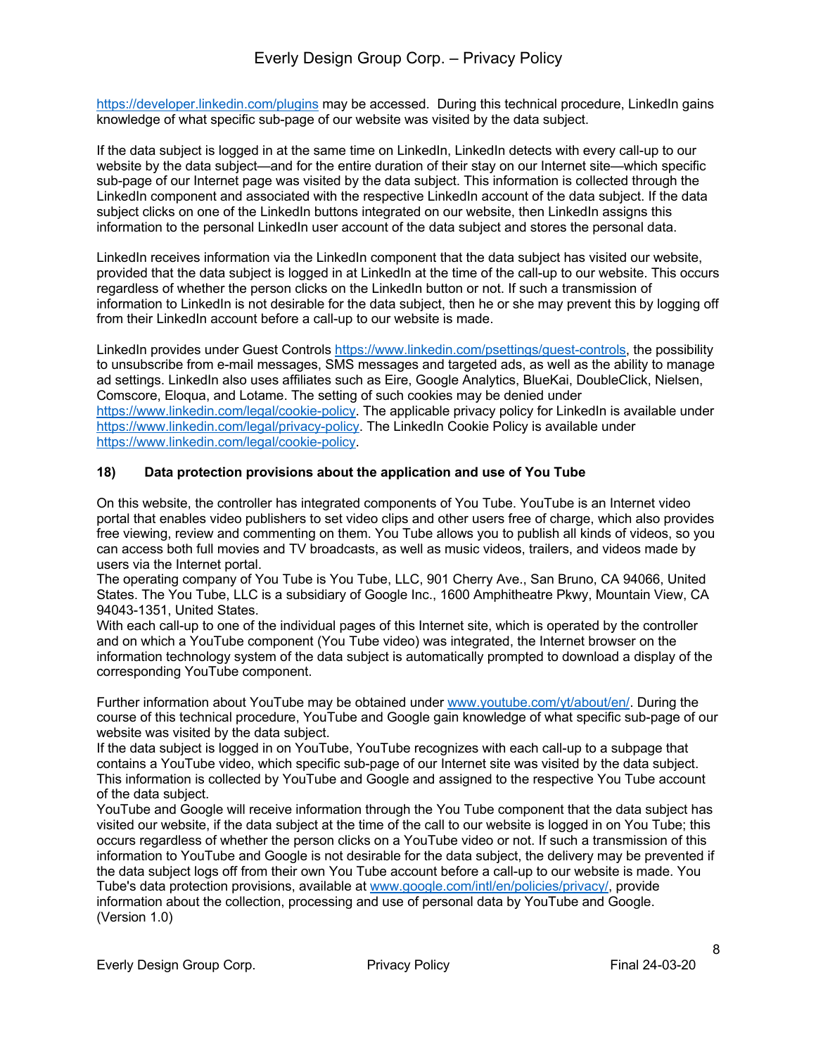https://developer.linkedin.com/plugins may be accessed. During this technical procedure, LinkedIn gains knowledge of what specific sub-page of our website was visited by the data subject.

If the data subject is logged in at the same time on LinkedIn, LinkedIn detects with every call-up to our website by the data subject—and for the entire duration of their stay on our Internet site—which specific sub-page of our Internet page was visited by the data subject. This information is collected through the LinkedIn component and associated with the respective LinkedIn account of the data subject. If the data subject clicks on one of the LinkedIn buttons integrated on our website, then LinkedIn assigns this information to the personal LinkedIn user account of the data subject and stores the personal data.

LinkedIn receives information via the LinkedIn component that the data subject has visited our website, provided that the data subject is logged in at LinkedIn at the time of the call-up to our website. This occurs regardless of whether the person clicks on the LinkedIn button or not. If such a transmission of information to LinkedIn is not desirable for the data subject, then he or she may prevent this by logging off from their LinkedIn account before a call-up to our website is made.

LinkedIn provides under Guest Controls https://www.linkedin.com/psettings/guest-controls, the possibility to unsubscribe from e-mail messages, SMS messages and targeted ads, as well as the ability to manage ad settings. LinkedIn also uses affiliates such as Eire, Google Analytics, BlueKai, DoubleClick, Nielsen, Comscore, Eloqua, and Lotame. The setting of such cookies may be denied under https://www.linkedin.com/legal/cookie-policy. The applicable privacy policy for LinkedIn is available under https://www.linkedin.com/legal/privacy-policy. The LinkedIn Cookie Policy is available under https://www.linkedin.com/legal/cookie-policy.

### 18) Data protection provisions about the application and use of You Tube

On this website, the controller has integrated components of You Tube. YouTube is an Internet video portal that enables video publishers to set video clips and other users free of charge, which also provides free viewing, review and commenting on them. You Tube allows you to publish all kinds of videos, so you can access both full movies and TV broadcasts, as well as music videos, trailers, and videos made by users via the Internet portal.
The operating company of You Tube is You Tube, LLC, 901 Cherry Ave., San Bruno, CA 94066, United States. The You Tube, LLC is a subsidiary of Google Inc., 1600 Amphitheatre Pkwy, Mountain View, CA 94043-1351, United States.
With each call-up to one of the individual pages of this Internet site, which is operated by the controller and on which a YouTube component (You Tube video) was integrated, the Internet browser on the information technology system of the data subject is automatically prompted to download a display of the corresponding YouTube component.

Further information about YouTube may be obtained under www.youtube.com/yt/about/en/. During the course of this technical procedure, YouTube and Google gain knowledge of what specific sub-page of our website was visited by the data subject.
If the data subject is logged in on YouTube, YouTube recognizes with each call-up to a subpage that contains a YouTube video, which specific sub-page of our Internet site was visited by the data subject. This information is collected by YouTube and Google and assigned to the respective You Tube account of the data subject.
YouTube and Google will receive information through the You Tube component that the data subject has visited our website, if the data subject at the time of the call to our website is logged in on You Tube; this occurs regardless of whether the person clicks on a YouTube video or not. If such a transmission of this information to YouTube and Google is not desirable for the data subject, the delivery may be prevented if the data subject logs off from their own You Tube account before a call-up to our website is made. You Tube's data protection provisions, available at www.google.com/intl/en/policies/privacy/, provide information about the collection, processing and use of personal data by YouTube and Google.
(Version 1.0)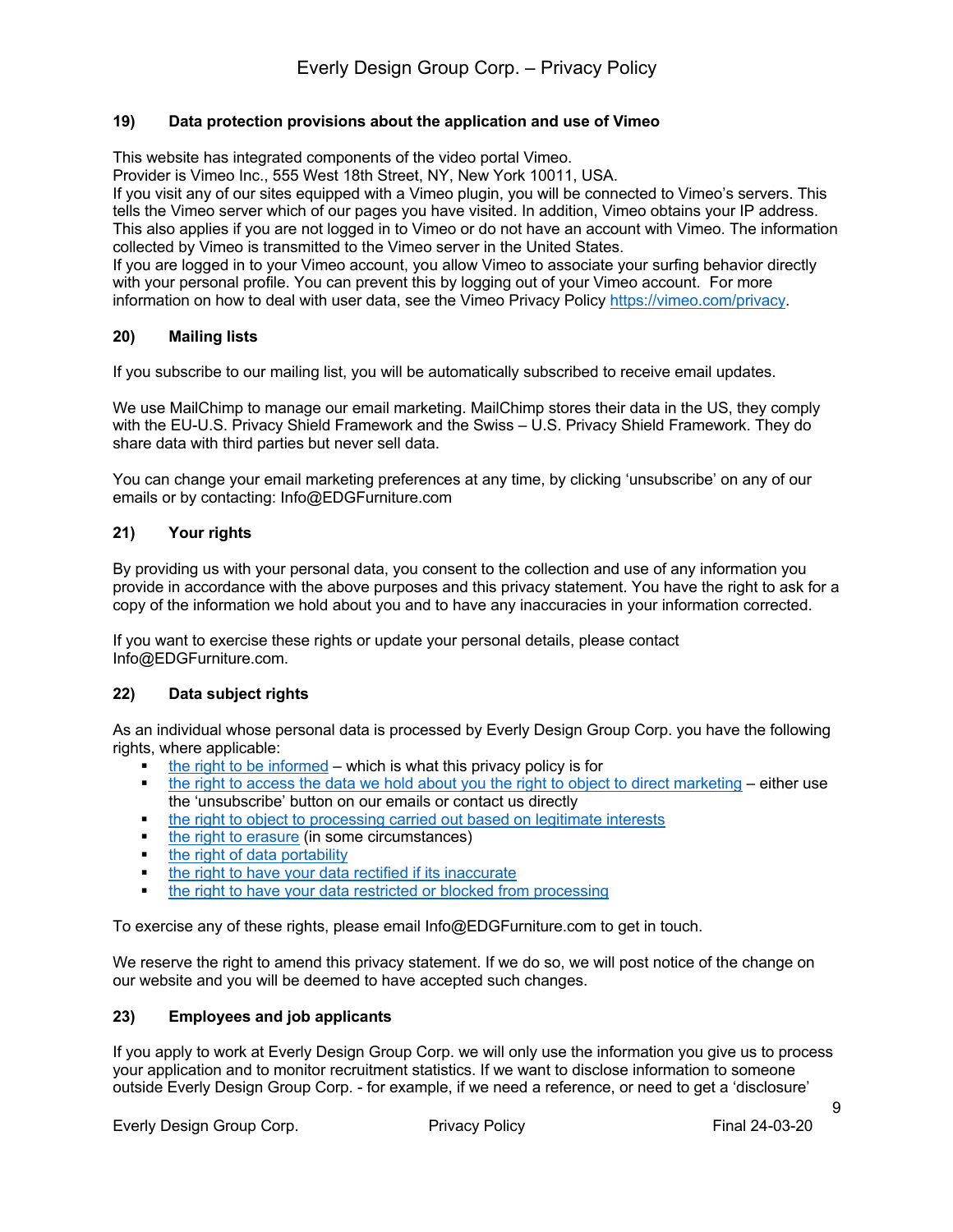## 19) Data protection provisions about the application and use of Vimeo

This website has integrated components of the video portal Vimeo.
Provider is Vimeo Inc., 555 West 18th Street, NY, New York 10011, USA.
If you visit any of our sites equipped with a Vimeo plugin, you will be connected to Vimeo's servers. This tells the Vimeo server which of our pages you have visited. In addition, Vimeo obtains your IP address. This also applies if you are not logged in to Vimeo or do not have an account with Vimeo. The information collected by Vimeo is transmitted to the Vimeo server in the United States.
If you are logged in to your Vimeo account, you allow Vimeo to associate your surfing behavior directly with your personal profile. You can prevent this by logging out of your Vimeo account. For more information on how to deal with user data, see the Vimeo Privacy Policy [https://vimeo.com/privacy](https://vimeo.com/privacy).

## 20) Mailing lists

If you subscribe to our mailing list, you will be automatically subscribed to receive email updates.

We use MailChimp to manage our email marketing. MailChimp stores their data in the US, they comply with the EU-U.S. Privacy Shield Framework and the Swiss – U.S. Privacy Shield Framework. They do share data with third parties but never sell data.

You can change your email marketing preferences at any time, by clicking 'unsubscribe' on any of our emails or by contacting: Info@EDGFurniture.com

## 21) Your rights

By providing us with your personal data, you consent to the collection and use of any information you provide in accordance with the above purposes and this privacy statement. You have the right to ask for a copy of the information we hold about you and to have any inaccuracies in your information corrected.

If you want to exercise these rights or update your personal details, please contact Info@EDGFurniture.com.

## 22) Data subject rights

As an individual whose personal data is processed by Everly Design Group Corp. you have the following rights, where applicable:

- the right to be informed – which is what this privacy policy is for
- the right to access the data we hold about you the right to object to direct marketing – either use the 'unsubscribe' button on our emails or contact us directly
- the right to object to processing carried out based on legitimate interests
- the right to erasure (in some circumstances)
- the right of data portability
- the right to have your data rectified if its inaccurate
- the right to have your data restricted or blocked from processing

To exercise any of these rights, please email Info@EDGFurniture.com to get in touch.

We reserve the right to amend this privacy statement. If we do so, we will post notice of the change on our website and you will be deemed to have accepted such changes.

## 23) Employees and job applicants

If you apply to work at Everly Design Group Corp. we will only use the information you give us to process your application and to monitor recruitment statistics. If we want to disclose information to someone outside Everly Design Group Corp. - for example, if we need a reference, or need to get a 'disclosure'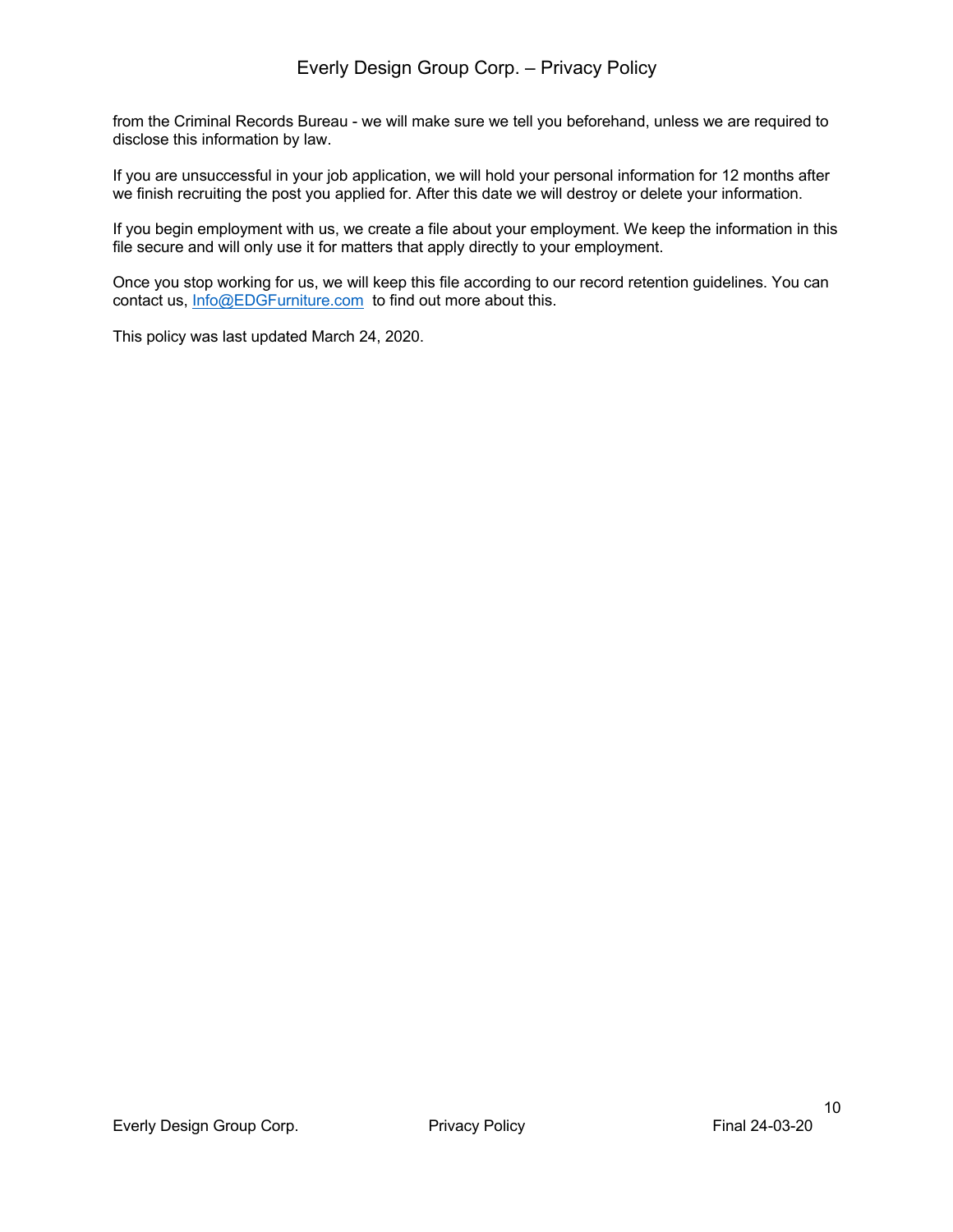from the Criminal Records Bureau - we will make sure we tell you beforehand, unless we are required to disclose this information by law.

If you are unsuccessful in your job application, we will hold your personal information for 12 months after we finish recruiting the post you applied for. After this date we will destroy or delete your information.

If you begin employment with us, we create a file about your employment. We keep the information in this file secure and will only use it for matters that apply directly to your employment.

Once you stop working for us, we will keep this file according to our record retention guidelines. You can contact us, Info@EDGFurniture.com to find out more about this.

This policy was last updated March 24, 2020.